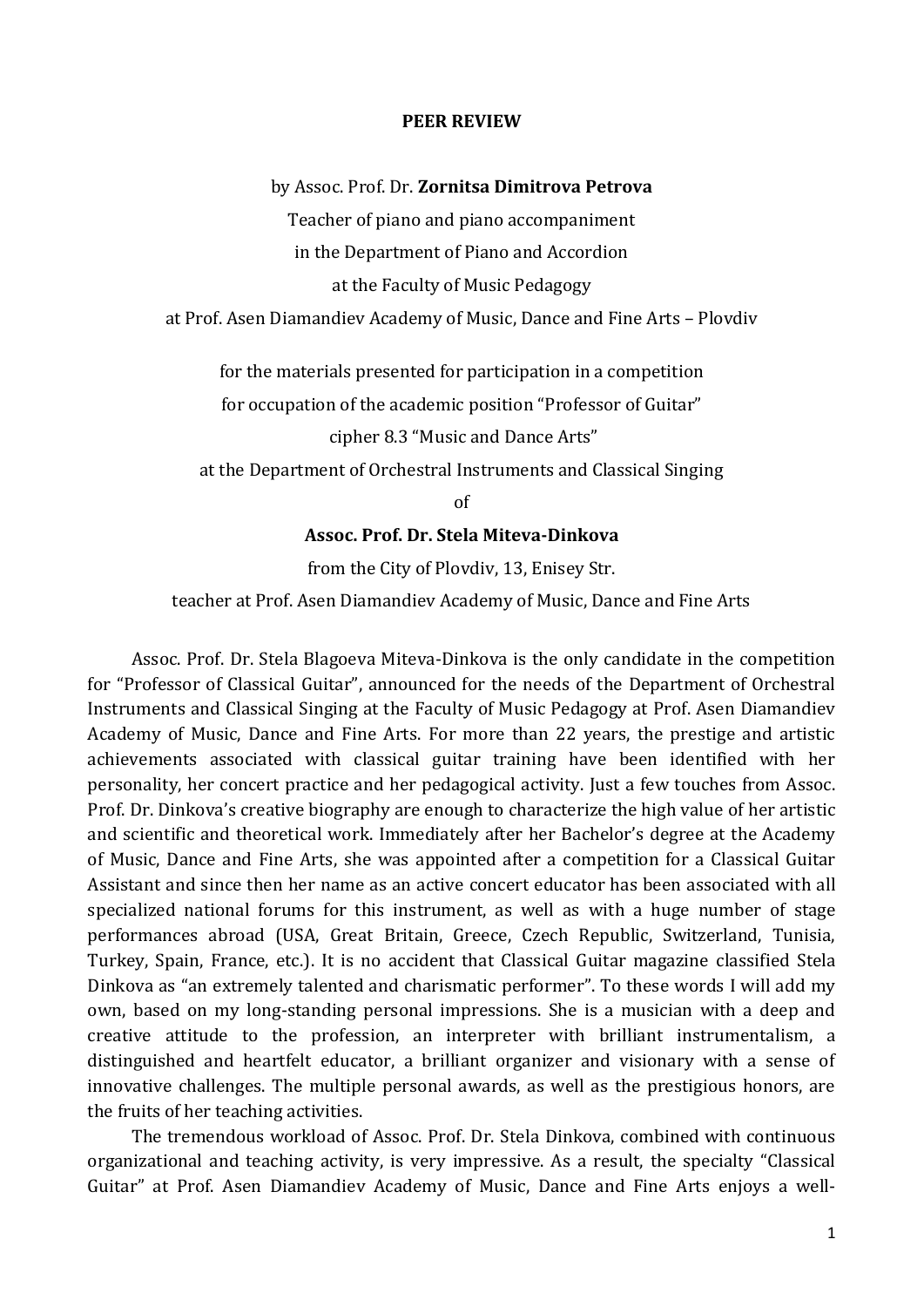# PEER REVIEW

by Assoc. Prof. Dr. **Zornitsa Dimitrova Petrova**

Teacher of piano and piano accompaniment

in the Department of Piano and Accordion

at the Faculty of Music Pedagogy

at Prof. Asen Diamandiev Academy of Music, Dance and Fine Arts – Plovdiv

for the materials presented for participation in a competition

for occupation of the academic position "Professor of Guitar"

cipher 8.3 "Music and Dance Arts"

at the Department of Orchestral Instruments and Classical Singing

of

**Assoc. Prof. Dr. Stela Miteva-Dinkova**

from the City of Plovdiv, 13, Enisey Str.

teacher at Prof. Asen Diamandiev Academy of Music, Dance and Fine Arts

Assoc. Prof. Dr. Stela Blagoeva Miteva-Dinkova is the only candidate in the competition for "Professor of Classical Guitar", announced for the needs of the Department of Orchestral Instruments and Classical Singing at the Faculty of Music Pedagogy at Prof. Asen Diamandiev Academy of Music, Dance and Fine Arts. For more than 22 years, the prestige and artistic achievements associated with classical guitar training have been identified with her personality, her concert practice and her pedagogical activity. Just a few touches from Assoc. Prof. Dr. Dinkova's creative biography are enough to characterize the high value of her artistic and scientific and theoretical work. Immediately after her Bachelor's degree at the Academy of Music, Dance and Fine Arts, she was appointed after a competition for a Classical Guitar Assistant and since then her name as an active concert educator has been associated with all specialized national forums for this instrument, as well as with a huge number of stage performances abroad (USA, Great Britain, Greece, Czech Republic, Switzerland, Tunisia, Turkey, Spain, France, etc.). It is no accident that Classical Guitar magazine classified Stela Dinkova as "an extremely talented and charismatic performer". To these words I will add my own, based on my long-standing personal impressions. She is a musician with a deep and creative attitude to the profession, an interpreter with brilliant instrumentalism, a distinguished and heartfelt educator, a brilliant organizer and visionary with a sense of innovative challenges. The multiple personal awards, as well as the prestigious honors, are the fruits of her teaching activities.

The tremendous workload of Assoc. Prof. Dr. Stela Dinkova, combined with continuous organizational and teaching activity, is very impressive. As a result, the specialty "Classical Guitar" at Prof. Asen Diamandiev Academy of Music, Dance and Fine Arts enjoys a well-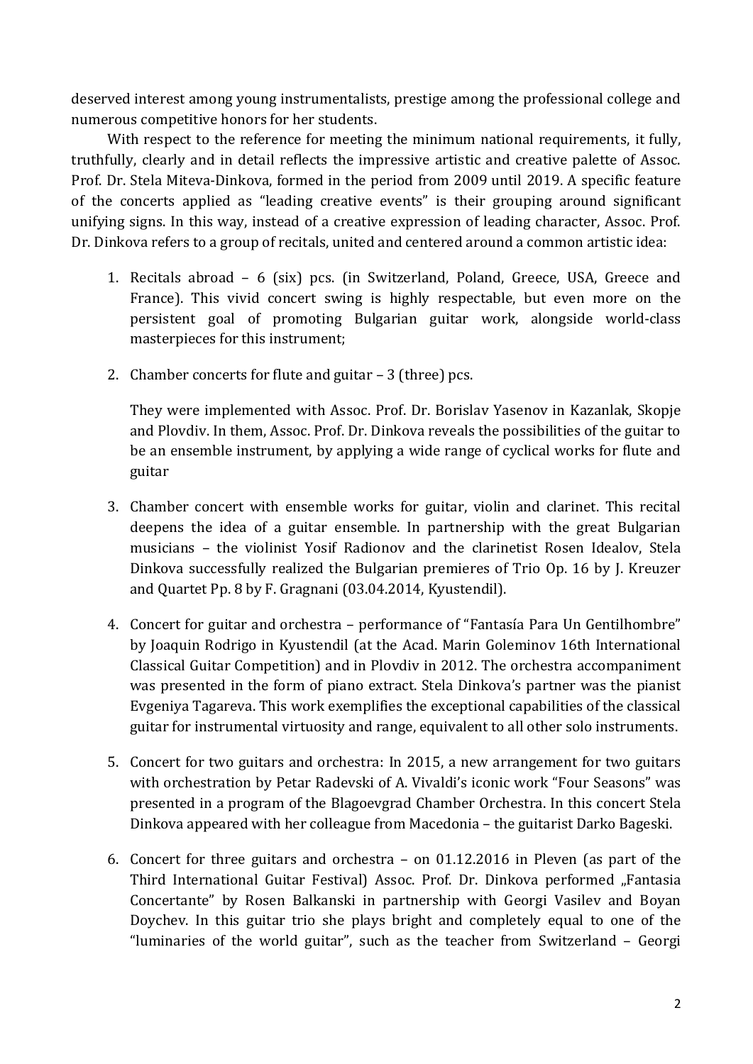deserved interest among young instrumentalists, prestige among the professional college and numerous competitive honors for her students.

With respect to the reference for meeting the minimum national requirements, it fully, truthfully, clearly and in detail reflects the impressive artistic and creative palette of Assoc. Prof. Dr. Stela Miteva-Dinkova, formed in the period from 2009 until 2019. A specific feature of the concerts applied as "leading creative events" is their grouping around significant unifying signs. In this way, instead of a creative expression of leading character, Assoc. Prof. Dr. Dinkova refers to a group of recitals, united and centered around a common artistic idea:

1. Recitals abroad – 6 (six) pcs. (in Switzerland, Poland, Greece, USA, Greece and France). This vivid concert swing is highly respectable, but even more on the persistent goal of promoting Bulgarian guitar work, alongside world-class masterpieces for this instrument;

2. Chamber concerts for flute and guitar – 3 (three) pcs.

   They were implemented with Assoc. Prof. Dr. Borislav Yasenov in Kazanlak, Skopje and Plovdiv. In them, Assoc. Prof. Dr. Dinkova reveals the possibilities of the guitar to be an ensemble instrument, by applying a wide range of cyclical works for flute and guitar

3. Chamber concert with ensemble works for guitar, violin and clarinet. This recital deepens the idea of a guitar ensemble. In partnership with the great Bulgarian musicians – the violinist Yosif Radionov and the clarinetist Rosen Idealov, Stela Dinkova successfully realized the Bulgarian premieres of Trio Op. 16 by J. Kreuzer and Quartet Pp. 8 by F. Gragnani (03.04.2014, Kyustendil).

4. Concert for guitar and orchestra – performance of "Fantasía Para Un Gentilhombre" by Joaquin Rodrigo in Kyustendil (at the Acad. Marin Goleminov 16th International Classical Guitar Competition) and in Plovdiv in 2012. The orchestra accompaniment was presented in the form of piano extract. Stela Dinkova's partner was the pianist Evgeniya Tagareva. This work exemplifies the exceptional capabilities of the classical guitar for instrumental virtuosity and range, equivalent to all other solo instruments.

5. Concert for two guitars and orchestra: In 2015, a new arrangement for two guitars with orchestration by Petar Radevski of A. Vivaldi's iconic work "Four Seasons" was presented in a program of the Blagoevgrad Chamber Orchestra. In this concert Stela Dinkova appeared with her colleague from Macedonia – the guitarist Darko Bageski.

6. Concert for three guitars and orchestra – on 01.12.2016 in Pleven (as part of the Third International Guitar Festival) Assoc. Prof. Dr. Dinkova performed „Fantasia Concertante" by Rosen Balkanski in partnership with Georgi Vasilev and Boyan Doychev. In this guitar trio she plays bright and completely equal to one of the "luminaries of the world guitar", such as the teacher from Switzerland – Georgi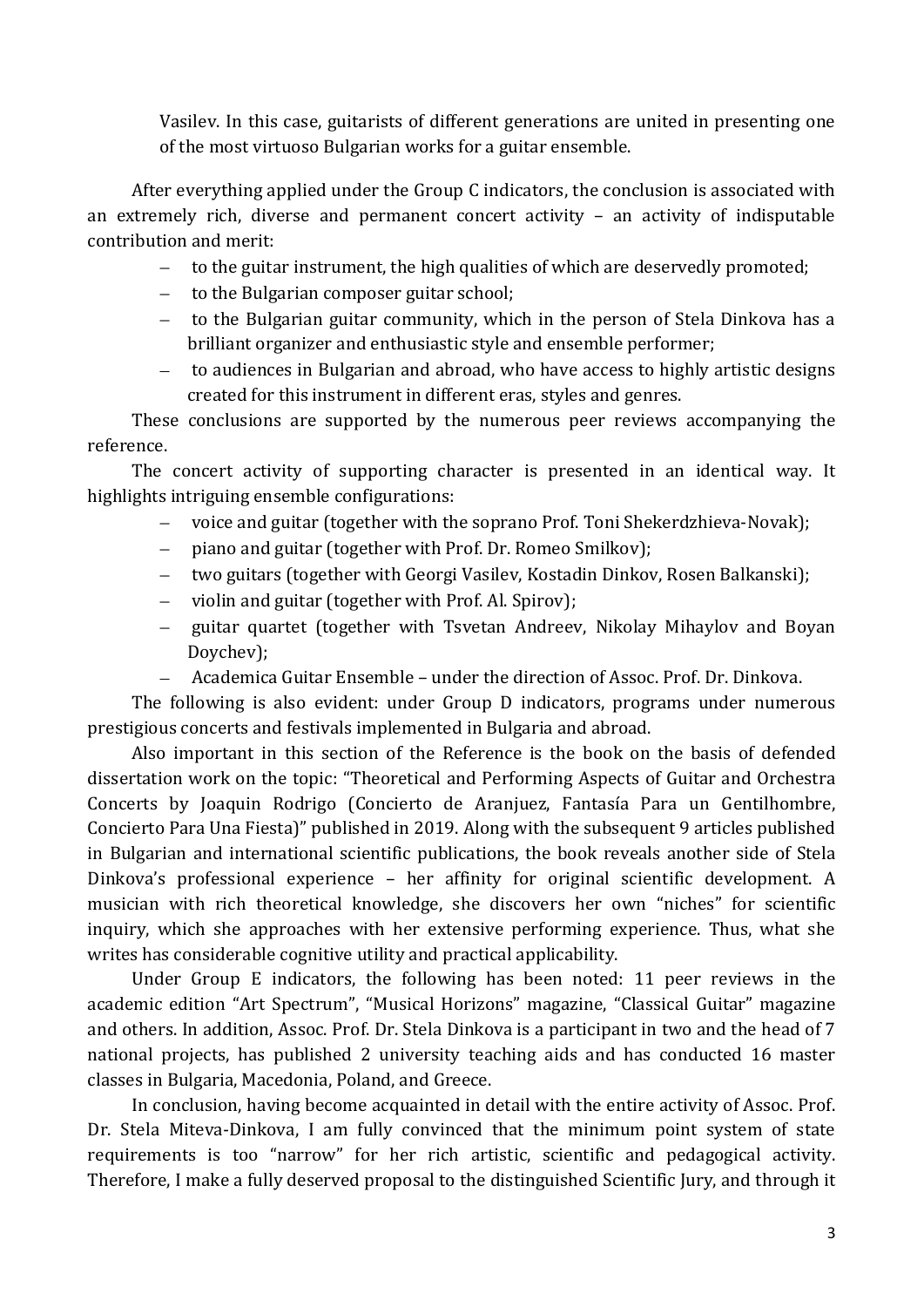Vasilev. In this case, guitarists of different generations are united in presenting one of the most virtuoso Bulgarian works for a guitar ensemble.

After everything applied under the Group C indicators, the conclusion is associated with an extremely rich, diverse and permanent concert activity – an activity of indisputable contribution and merit:

- to the guitar instrument, the high qualities of which are deservedly promoted;
- to the Bulgarian composer guitar school;
- to the Bulgarian guitar community, which in the person of Stela Dinkova has a brilliant organizer and enthusiastic style and ensemble performer;
- to audiences in Bulgarian and abroad, who have access to highly artistic designs created for this instrument in different eras, styles and genres.

These conclusions are supported by the numerous peer reviews accompanying the reference.

The concert activity of supporting character is presented in an identical way. It highlights intriguing ensemble configurations:

- voice and guitar (together with the soprano Prof. Toni Shekerdzhieva-Novak);
- piano and guitar (together with Prof. Dr. Romeo Smilkov);
- two guitars (together with Georgi Vasilev, Kostadin Dinkov, Rosen Balkanski);
- violin and guitar (together with Prof. Al. Spirov);
- guitar quartet (together with Tsvetan Andreev, Nikolay Mihaylov and Boyan Doychev);
- Academica Guitar Ensemble – under the direction of Assoc. Prof. Dr. Dinkova.

The following is also evident: under Group D indicators, programs under numerous prestigious concerts and festivals implemented in Bulgaria and abroad.

Also important in this section of the Reference is the book on the basis of defended dissertation work on the topic: "Theoretical and Performing Aspects of Guitar and Orchestra Concerts by Joaquin Rodrigo (Concierto de Aranjuez, Fantasía Para un Gentilhombre, Concierto Para Una Fiesta)" published in 2019. Along with the subsequent 9 articles published in Bulgarian and international scientific publications, the book reveals another side of Stela Dinkova's professional experience – her affinity for original scientific development. A musician with rich theoretical knowledge, she discovers her own "niches" for scientific inquiry, which she approaches with her extensive performing experience. Thus, what she writes has considerable cognitive utility and practical applicability.

Under Group E indicators, the following has been noted: 11 peer reviews in the academic edition "Art Spectrum", "Musical Horizons" magazine, "Classical Guitar" magazine and others. In addition, Assoc. Prof. Dr. Stela Dinkova is a participant in two and the head of 7 national projects, has published 2 university teaching aids and has conducted 16 master classes in Bulgaria, Macedonia, Poland, and Greece.

In conclusion, having become acquainted in detail with the entire activity of Assoc. Prof. Dr. Stela Miteva-Dinkova, I am fully convinced that the minimum point system of state requirements is too "narrow" for her rich artistic, scientific and pedagogical activity. Therefore, I make a fully deserved proposal to the distinguished Scientific Jury, and through it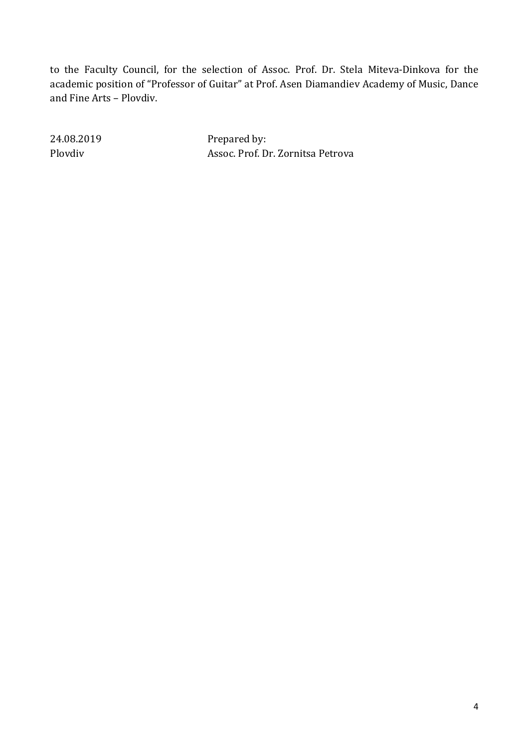to the Faculty Council, for the selection of Assoc. Prof. Dr. Stela Miteva-Dinkova for the academic position of “Professor of Guitar” at Prof. Asen Diamandiev Academy of Music, Dance and Fine Arts – Plovdiv.

24.08.2019 Prepared by:
Plovdiv Assoc. Prof. Dr. Zornitsa Petrova